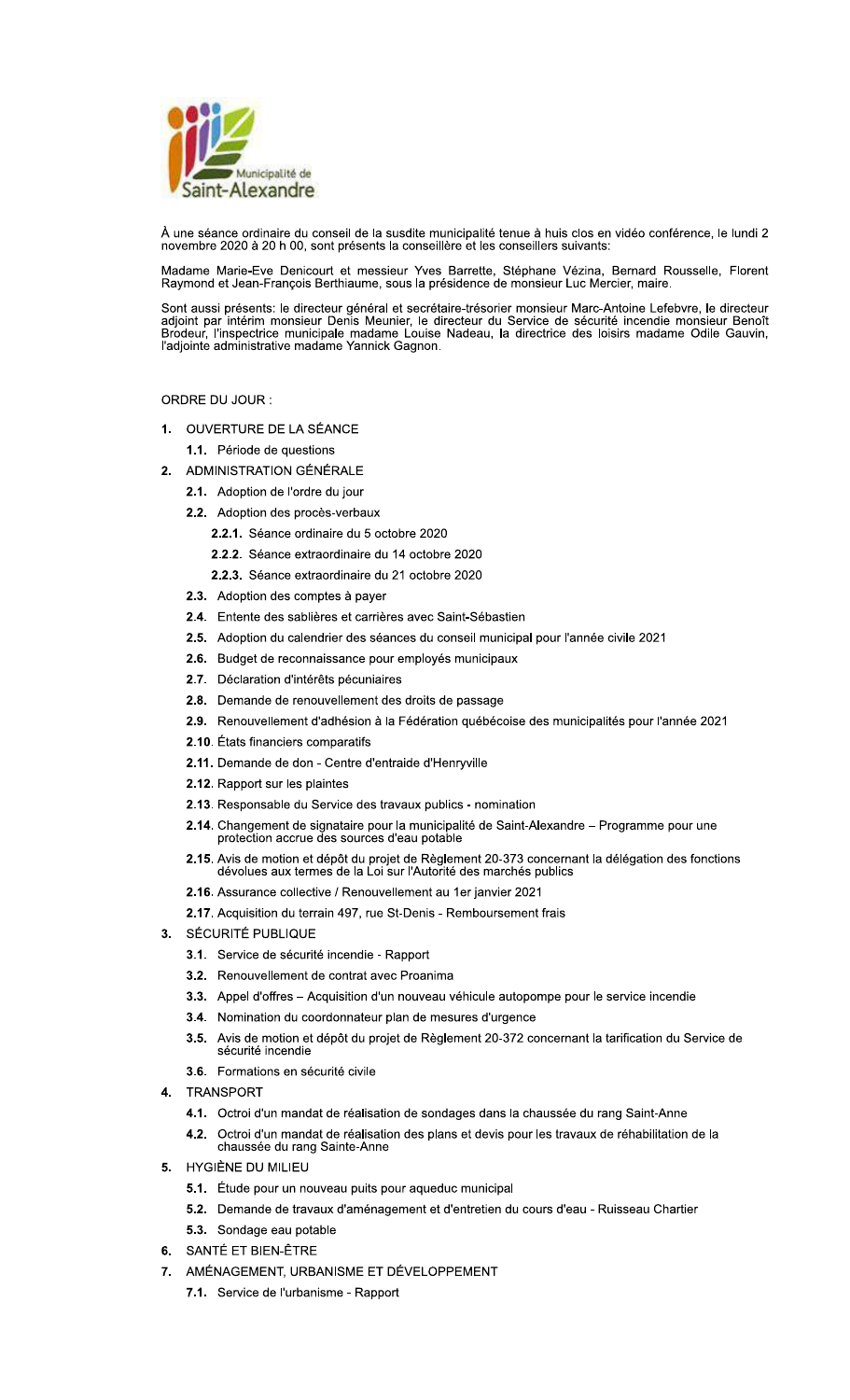Municipalité de Saint-Alexandre

À une séance ordinaire du conseil de la susdite municipalité tenue à huis clos en vidéo conférence, le lundi 2 novembre 2020 à 20 h 00, sont présents la conseillère et les conseillers suivants:

Madame Marie-Eve Denicourt et messieur Yves Barrette, Stéphane Vézina, Bernard Rousselle, Florent Raymond et Jean-François Berthiaume, sous la présidence de monsieur Luc Mercier, maire.

Sont aussi présents: le directeur général et secrétaire-trésorier monsieur Marc-Antoine Lefebvre, le directeur adjoint par intérim monsieur Denis Meunier, le directeur du Service de sécurité incendie monsieur Benoît Brodeur, l'inspectrice municipale madame Louise Nadeau, la directrice des loisirs madame Odile Gauvin, l'adjointe administrative madame Yannick Gagnon.

ORDRE DU JOUR :

1. OUVERTURE DE LA SÉANCE
   - 1.1. Période de questions
2. ADMINISTRATION GÉNÉRALE
   - 2.1. Adoption de l'ordre du jour
   - 2.2. Adoption des procès-verbaux
     - 2.2.1. Séance ordinaire du 5 octobre 2020
     - 2.2.2. Séance extraordinaire du 14 octobre 2020
     - 2.2.3. Séance extraordinaire du 21 octobre 2020
   - 2.3. Adoption des comptes à payer
   - 2.4. Entente des sablières et carrières avec Saint-Sébastien
   - 2.5. Adoption du calendrier des séances du conseil municipal pour l'année civile 2021
   - 2.6. Budget de reconnaissance pour employés municipaux
   - 2.7. Déclaration d'intérêts pécuniaires
   - 2.8. Demande de renouvellement des droits de passage
   - 2.9. Renouvellement d'adhésion à la Fédération québécoise des municipalités pour l'année 2021
   - 2.10. États financiers comparatifs
   - 2.11. Demande de don - Centre d'entraide d'Henryville
   - 2.12. Rapport sur les plaintes
   - 2.13. Responsable du Service des travaux publics - nomination
   - 2.14. Changement de signataire pour la municipalité de Saint-Alexandre – Programme pour une protection accrue des sources d'eau potable
   - 2.15. Avis de motion et dépôt du projet de Règlement 20-373 concernant la délégation des fonctions dévolues aux termes de la Loi sur l'Autorité des marchés publics
   - 2.16. Assurance collective / Renouvellement au 1er janvier 2021
   - 2.17. Acquisition du terrain 497, rue St-Denis - Remboursement frais
3. SÉCURITÉ PUBLIQUE
   - 3.1. Service de sécurité incendie - Rapport
   - 3.2. Renouvellement de contrat avec Proanima
   - 3.3. Appel d'offres – Acquisition d'un nouveau véhicule autopompe pour le service incendie
   - 3.4. Nomination du coordonnateur plan de mesures d'urgence
   - 3.5. Avis de motion et dépôt du projet de Règlement 20-372 concernant la tarification du Service de sécurité incendie
   - 3.6. Formations en sécurité civile
4. TRANSPORT
   - 4.1. Octroi d'un mandat de réalisation de sondages dans la chaussée du rang Saint-Anne
   - 4.2. Octroi d'un mandat de réalisation des plans et devis pour les travaux de réhabilitation de la chaussée du rang Sainte-Anne
5. HYGIÈNE DU MILIEU
   - 5.1. Étude pour un nouveau puits pour aqueduc municipal
   - 5.2. Demande de travaux d'aménagement et d'entretien du cours d'eau - Ruisseau Chartier
   - 5.3. Sondage eau potable
6. SANTÉ ET BIEN-ÊTRE
7. AMÉNAGEMENT, URBANISME ET DÉVELOPPEMENT
   - 7.1. Service de l'urbanisme - Rapport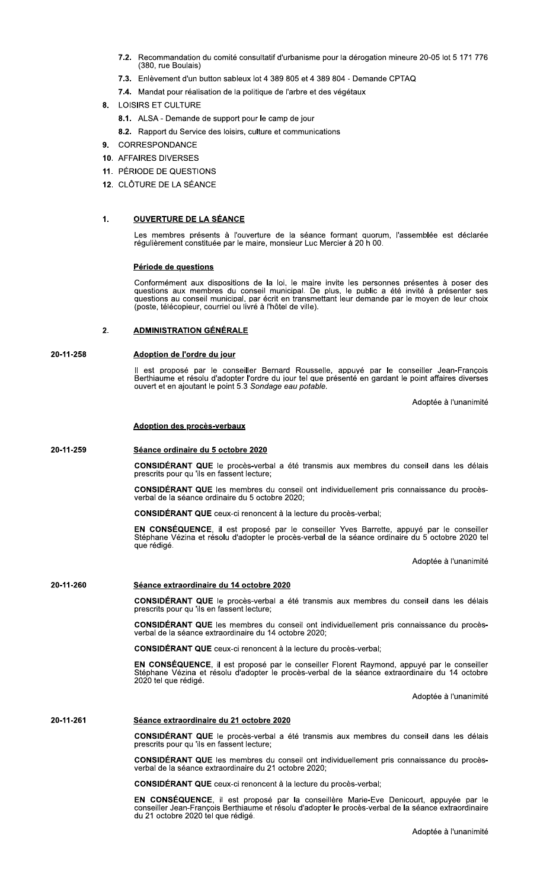7.2. Recommandation du comité consultatif d'urbanisme pour la dérogation mineure 20-05 lot 5 171 776 (380, rue Boulais)

7.3. Enlèvement d'un button sableux lot 4 389 805 et 4 389 804 - Demande CPTAQ

7.4. Mandat pour réalisation de la politique de l'arbre et des végétaux

8. LOISIRS ET CULTURE

8.1. ALSA - Demande de support pour le camp de jour

8.2. Rapport du Service des loisirs, culture et communications

9. CORRESPONDANCE

10. AFFAIRES DIVERSES

11. PÉRIODE DE QUESTIONS

12. CLÔTURE DE LA SÉANCE

## 1. OUVERTURE DE LA SÉANCE

Les membres présents à l'ouverture de la séance formant quorum, l'assemblée est déclarée régulièrement constituée par le maire, monsieur Luc Mercier à 20 h 00.

### Période de questions

Conformément aux dispositions de la loi, le maire invite les personnes présentes à poser des questions aux membres du conseil municipal. De plus, le public a été invité à présenter ses questions au conseil municipal, par écrit en transmettant leur demande par le moyen de leur choix (poste, télécopieur, courriel ou livré à l'hôtel de ville).

## 2. ADMINISTRATION GÉNÉRALE

**20-11-258**

### Adoption de l'ordre du jour

Il est proposé par le conseiller Bernard Rousselle, appuyé par le conseiller Jean-François Berthiaume et résolu d'adopter l'ordre du jour tel que présenté en gardant le point affaires diverses ouvert et en ajoutant le point 5.3 *Sondage eau potable.*

Adoptée à l'unanimité

### Adoption des procès-verbaux

**20-11-259**

### Séance ordinaire du 5 octobre 2020

**CONSIDÉRANT QUE** le procès-verbal a été transmis aux membres du conseil dans les délais prescrits pour qu 'ils en fassent lecture;

**CONSIDÉRANT QUE** les membres du conseil ont individuellement pris connaissance du procès-verbal de la séance ordinaire du 5 octobre 2020;

**CONSIDÉRANT QUE** ceux-ci renoncent à la lecture du procès-verbal;

**EN CONSÉQUENCE**, il est proposé par le conseiller Yves Barrette, appuyé par le conseiller Stéphane Vézina et résolu d'adopter le procès-verbal de la séance ordinaire du 5 octobre 2020 tel que rédigé.

Adoptée à l'unanimité

**20-11-260**

### Séance extraordinaire du 14 octobre 2020

**CONSIDÉRANT QUE** le procès-verbal a été transmis aux membres du conseil dans les délais prescrits pour qu 'ils en fassent lecture;

**CONSIDÉRANT QUE** les membres du conseil ont individuellement pris connaissance du procès-verbal de la séance extraordinaire du 14 octobre 2020;

**CONSIDÉRANT QUE** ceux-ci renoncent à la lecture du procès-verbal;

**EN CONSÉQUENCE**, il est proposé par le conseiller Florent Raymond, appuyé par le conseiller Stéphane Vézina et résolu d'adopter le procès-verbal de la séance extraordinaire du 14 octobre 2020 tel que rédigé.

Adoptée à l'unanimité

**20-11-261**

### Séance extraordinaire du 21 octobre 2020

**CONSIDÉRANT QUE** le procès-verbal a été transmis aux membres du conseil dans les délais prescrits pour qu 'ils en fassent lecture;

**CONSIDÉRANT QUE** les membres du conseil ont individuellement pris connaissance du procès-verbal de la séance extraordinaire du 21 octobre 2020;

**CONSIDÉRANT QUE** ceux-ci renoncent à la lecture du procès-verbal;

**EN CONSÉQUENCE**, il est proposé par la conseillère Marie-Eve Denicourt, appuyée par le conseiller Jean-François Berthiaume et résolu d'adopter le procès-verbal de la séance extraordinaire du 21 octobre 2020 tel que rédigé.

Adoptée à l'unanimité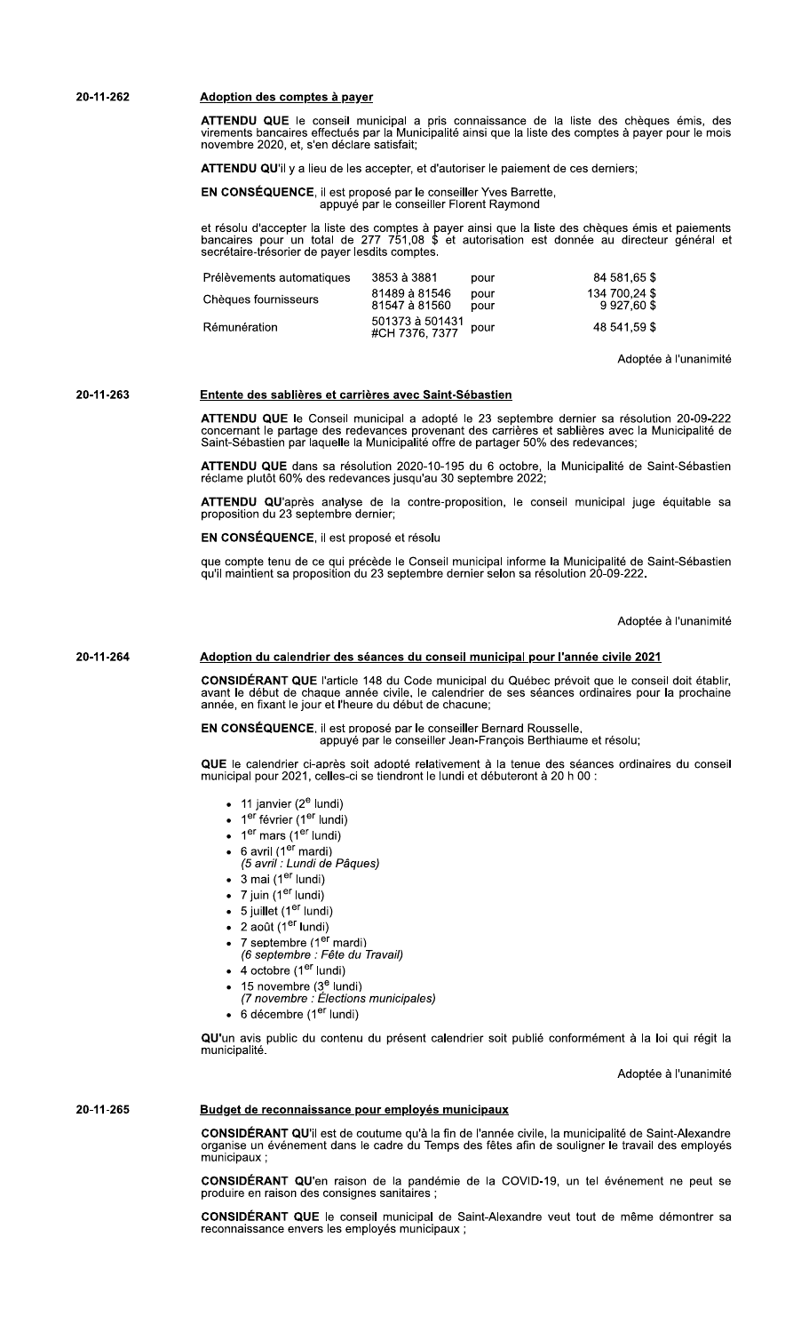**20-11-262** **Adoption des comptes à payer**

**ATTENDU QUE** le conseil municipal a pris connaissance de la liste des chèques émis, des virements bancaires effectués par la Municipalité ainsi que la liste des comptes à payer pour le mois novembre 2020, et, s'en déclare satisfait;

**ATTENDU QU'**il y a lieu de les accepter, et d'autoriser le paiement de ces derniers;

**EN CONSÉQUENCE**, il est proposé par le conseiller Yves Barrette,
appuyé par le conseiller Florent Raymond

et résolu d'accepter la liste des comptes à payer ainsi que la liste des chèques émis et paiements bancaires pour un total de 277 751,08 $ et autorisation est donnée au directeur général et secrétaire-trésorier de payer lesdits comptes.

| | | | |
|---|---|---|---|
| Prélèvements automatiques | 3853 à 3881 | pour | 84 581,65 $ |
| Chèques fournisseurs | 81489 à 81546 | pour | 134 700,24 $ |
| | 81547 à 81560 | pour | 9 927,60 $ |
| Rémunération | 501373 à 501431 #CH 7376, 7377 | pour | 48 541,59 $ |

Adoptée à l'unanimité

**20-11-263** **Entente des sablières et carrières avec Saint-Sébastien**

**ATTENDU QUE** le Conseil municipal a adopté le 23 septembre dernier sa résolution 20-09-222 concernant le partage des redevances provenant des carrières et sablières avec la Municipalité de Saint-Sébastien par laquelle la Municipalité offre de partager 50% des redevances;

**ATTENDU QUE** dans sa résolution 2020-10-195 du 6 octobre, la Municipalité de Saint-Sébastien réclame plutôt 60% des redevances jusqu'au 30 septembre 2022;

**ATTENDU QU'**après analyse de la contre-proposition, le conseil municipal juge équitable sa proposition du 23 septembre dernier;

**EN CONSÉQUENCE**, il est proposé et résolu

que compte tenu de ce qui précède le Conseil municipal informe la Municipalité de Saint-Sébastien qu'il maintient sa proposition du 23 septembre dernier selon sa résolution 20-09-222.

Adoptée à l'unanimité

**20-11-264** **Adoption du calendrier des séances du conseil municipal pour l'année civile 2021**

**CONSIDÉRANT QUE** l'article 148 du Code municipal du Québec prévoit que le conseil doit établir, avant le début de chaque année civile, le calendrier de ses séances ordinaires pour la prochaine année, en fixant le jour et l'heure du début de chacune;

**EN CONSÉQUENCE**, il est proposé par le conseiller Bernard Rousselle,
appuyé par le conseiller Jean-François Berthiaume et résolu;

**QUE** le calendrier ci-après soit adopté relativement à la tenue des séances ordinaires du conseil municipal pour 2021, celles-ci se tiendront le lundi et débuteront à 20 h 00 :

- 11 janvier (2e lundi)
- 1er février (1er lundi)
- 1er mars (1er lundi)
- 6 avril (1er mardi)
  *(5 avril : Lundi de Pâques)*
- 3 mai (1er lundi)
- 7 juin (1er lundi)
- 5 juillet (1er lundi)
- 2 août (1er lundi)
- 7 septembre (1er mardi)
  *(6 septembre : Fête du Travail)*
- 4 octobre (1er lundi)
- 15 novembre (3e lundi)
  *(7 novembre : Élections municipales)*
- 6 décembre (1er lundi)

**QU'**un avis public du contenu du présent calendrier soit publié conformément à la loi qui régit la municipalité.

Adoptée à l'unanimité

**20-11-265** **Budget de reconnaissance pour employés municipaux**

**CONSIDÉRANT QU'**il est de coutume qu'à la fin de l'année civile, la municipalité de Saint-Alexandre organise un événement dans le cadre du Temps des fêtes afin de souligner le travail des employés municipaux ;

**CONSIDÉRANT QU'**en raison de la pandémie de la COVID-19, un tel événement ne peut se produire en raison des consignes sanitaires ;

**CONSIDÉRANT QUE** le conseil municipal de Saint-Alexandre veut tout de même démontrer sa reconnaissance envers les employés municipaux ;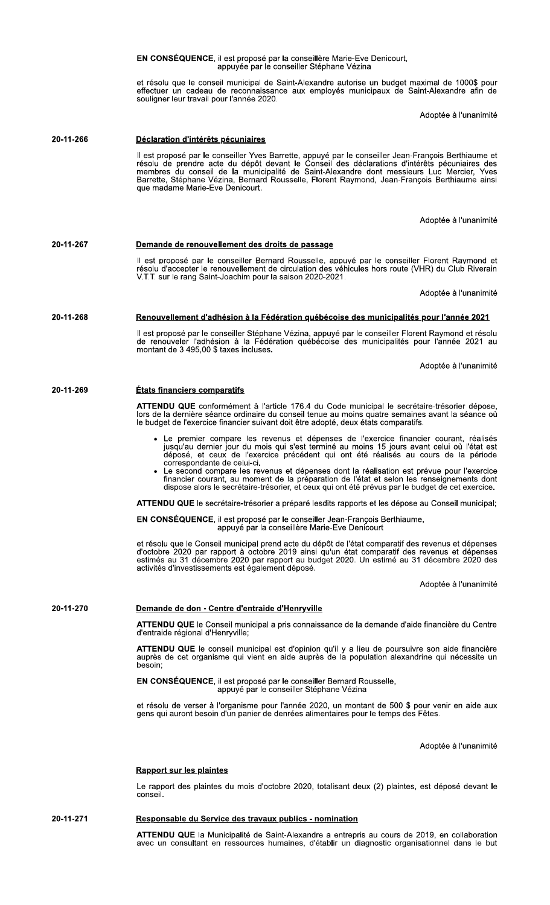**EN CONSÉQUENCE**, il est proposé par la conseillère Marie-Eve Denicourt, appuyée par le conseiller Stéphane Vézina

et résolu que le conseil municipal de Saint-Alexandre autorise un budget maximal de 1000$ pour effectuer un cadeau de reconnaissance aux employés municipaux de Saint-Alexandre afin de souligner leur travail pour l'année 2020.

Adoptée à l'unanimité

**20-11-266** **Déclaration d'intérêts pécuniaires**

Il est proposé par le conseiller Yves Barrette, appuyé par le conseiller Jean-François Berthiaume et résolu de prendre acte du dépôt devant le Conseil des déclarations d'intérêts pécuniaires des membres du conseil de la municipalité de Saint-Alexandre dont messieurs Luc Mercier, Yves Barrette, Stéphane Vézina, Bernard Rousselle, Florent Raymond, Jean-François Berthiaume ainsi que madame Marie-Eve Denicourt.

Adoptée à l'unanimité

**20-11-267** **Demande de renouvellement des droits de passage**

Il est proposé par le conseiller Bernard Rousselle, appuyé par le conseiller Florent Raymond et résolu d'accepter le renouvellement de circulation des véhicules hors route (VHR) du Club Riverain V.T.T. sur le rang Saint-Joachim pour la saison 2020-2021.

Adoptée à l'unanimité

**20-11-268** **Renouvellement d'adhésion à la Fédération québécoise des municipalités pour l'année 2021**

Il est proposé par le conseiller Stéphane Vézina, appuyé par le conseiller Florent Raymond et résolu de renouveler l'adhésion à la Fédération québécoise des municipalités pour l'année 2021 au montant de 3 495,00 $ taxes incluses.

Adoptée à l'unanimité

**20-11-269** **États financiers comparatifs**

**ATTENDU QUE** conformément à l'article 176.4 du Code municipal le secrétaire-trésorier dépose, lors de la dernière séance ordinaire du conseil tenue au moins quatre semaines avant la séance où le budget de l'exercice financier suivant doit être adopté, deux états comparatifs.

- Le premier compare les revenus et dépenses de l'exercice financier courant, réalisés jusqu'au dernier jour du mois qui s'est terminé au moins 15 jours avant celui où l'état est déposé, et ceux de l'exercice précédent qui ont été réalisés au cours de la période correspondante de celui-ci.
- Le second compare les revenus et dépenses dont la réalisation est prévue pour l'exercice financier courant, au moment de la préparation de l'état et selon les renseignements dont dispose alors le secrétaire-trésorier, et ceux qui ont été prévus par le budget de cet exercice.

**ATTENDU QUE** le secrétaire-trésorier a préparé lesdits rapports et les dépose au Conseil municipal;

**EN CONSÉQUENCE**, il est proposé par le conseiller Jean-François Berthiaume, appuyé par la conseillère Marie-Eve Denicourt

et résolu que le Conseil municipal prend acte du dépôt de l'état comparatif des revenus et dépenses d'octobre 2020 par rapport à octobre 2019 ainsi qu'un état comparatif des revenus et dépenses estimés au 31 décembre 2020 par rapport au budget 2020. Un estimé au 31 décembre 2020 des activités d'investissements est également déposé.

Adoptée à l'unanimité

**20-11-270** **Demande de don - Centre d'entraide d'Henryville**

**ATTENDU QUE** le Conseil municipal a pris connaissance de la demande d'aide financière du Centre d'entraide régional d'Henryville;

**ATTENDU QUE** le conseil municipal est d'opinion qu'il y a lieu de poursuivre son aide financière auprès de cet organisme qui vient en aide auprès de la population alexandrine qui nécessite un besoin;

**EN CONSÉQUENCE**, il est proposé par le conseiller Bernard Rousselle, appuyé par le conseiller Stéphane Vézina

et résolu de verser à l'organisme pour l'année 2020, un montant de 500 $ pour venir en aide aux gens qui auront besoin d'un panier de denrées alimentaires pour le temps des Fêtes.

Adoptée à l'unanimité

**Rapport sur les plaintes**

Le rapport des plaintes du mois d'octobre 2020, totalisant deux (2) plaintes, est déposé devant le conseil.

**20-11-271** **Responsable du Service des travaux publics - nomination**

**ATTENDU QUE** la Municipalité de Saint-Alexandre a entrepris au cours de 2019, en collaboration avec un consultant en ressources humaines, d'établir un diagnostic organisationnel dans le but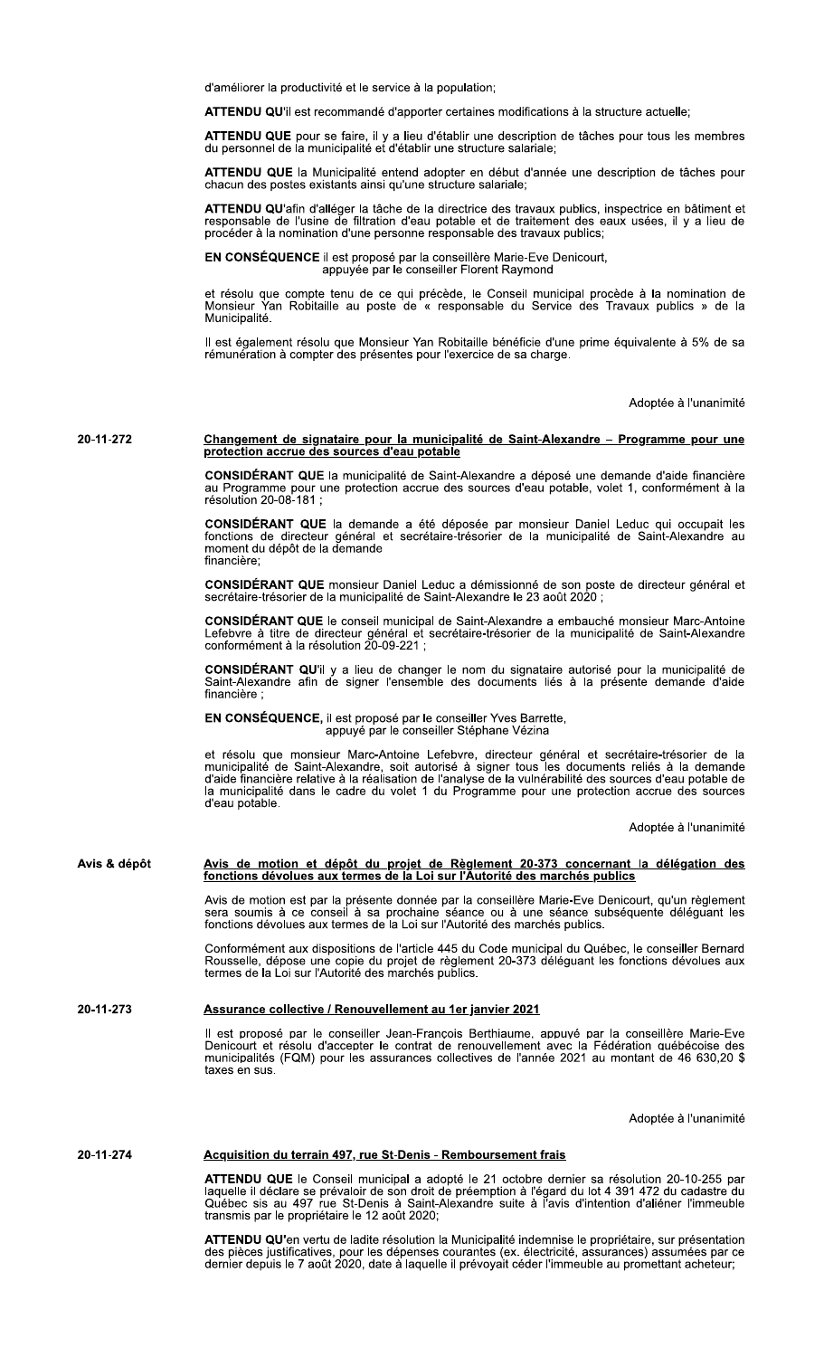d'améliorer la productivité et le service à la population;

**ATTENDU QU'**il est recommandé d'apporter certaines modifications à la structure actuelle;

**ATTENDU QUE** pour se faire, il y a lieu d'établir une description de tâches pour tous les membres du personnel de la municipalité et d'établir une structure salariale;

**ATTENDU QUE** la Municipalité entend adopter en début d'année une description de tâches pour chacun des postes existants ainsi qu'une structure salariale;

**ATTENDU QU'**afin d'alléger la tâche de la directrice des travaux publics, inspectrice en bâtiment et responsable de l'usine de filtration d'eau potable et de traitement des eaux usées, il y a lieu de procéder à la nomination d'une personne responsable des travaux publics;

**EN CONSÉQUENCE** il est proposé par la conseillère Marie-Eve Denicourt,
appuyée par le conseiller Florent Raymond

et résolu que compte tenu de ce qui précède, le Conseil municipal procède à la nomination de Monsieur Yan Robitaille au poste de « responsable du Service des Travaux publics » de la Municipalité.

Il est également résolu que Monsieur Yan Robitaille bénéficie d'une prime équivalente à 5% de sa rémunération à compter des présentes pour l'exercice de sa charge.

Adoptée à l'unanimité

**20-11-272**

**Changement de signataire pour la municipalité de Saint-Alexandre – Programme pour une protection accrue des sources d'eau potable**

**CONSIDÉRANT QUE** la municipalité de Saint-Alexandre a déposé une demande d'aide financière au Programme pour une protection accrue des sources d'eau potable, volet 1, conformément à la résolution 20-08-181 ;

**CONSIDÉRANT QUE** la demande a été déposée par monsieur Daniel Leduc qui occupait les fonctions de directeur général et secrétaire-trésorier de la municipalité de Saint-Alexandre au moment du dépôt de la demande
financière;

**CONSIDÉRANT QUE** monsieur Daniel Leduc a démissionné de son poste de directeur général et secrétaire-trésorier de la municipalité de Saint-Alexandre le 23 août 2020 ;

**CONSIDÉRANT QUE** le conseil municipal de Saint-Alexandre a embauché monsieur Marc-Antoine Lefebvre à titre de directeur général et secrétaire-trésorier de la municipalité de Saint-Alexandre conformément à la résolution 20-09-221 ;

**CONSIDÉRANT QU'**il y a lieu de changer le nom du signataire autorisé pour la municipalité de Saint-Alexandre afin de signer l'ensemble des documents liés à la présente demande d'aide financière ;

**EN CONSÉQUENCE,** il est proposé par le conseiller Yves Barrette,
appuyé par le conseiller Stéphane Vézina

et résolu que monsieur Marc-Antoine Lefebvre, directeur général et secrétaire-trésorier de la municipalité de Saint-Alexandre, soit autorisé à signer tous les documents reliés à la demande d'aide financière relative à la réalisation de l'analyse de la vulnérabilité des sources d'eau potable de la municipalité dans le cadre du volet 1 du Programme pour une protection accrue des sources d'eau potable.

Adoptée à l'unanimité

**Avis & dépôt**

**Avis de motion et dépôt du projet de Règlement 20-373 concernant la délégation des fonctions dévolues aux termes de la Loi sur l'Autorité des marchés publics**

Avis de motion est par la présente donnée par la conseillère Marie-Eve Denicourt, qu'un règlement sera soumis à ce conseil à sa prochaine séance ou à une séance subséquente déléguant les fonctions dévolues aux termes de la Loi sur l'Autorité des marchés publics.

Conformément aux dispositions de l'article 445 du Code municipal du Québec, le conseiller Bernard Rousselle, dépose une copie du projet de règlement 20-373 déléguant les fonctions dévolues aux termes de la Loi sur l'Autorité des marchés publics.

**20-11-273**

**Assurance collective / Renouvellement au 1er janvier 2021**

Il est proposé par le conseiller Jean-François Berthiaume, appuyé par la conseillère Marie-Eve Denicourt et résolu d'accepter le contrat de renouvellement avec la Fédération québécoise des municipalités (FQM) pour les assurances collectives de l'année 2021 au montant de 46 630,20 $ taxes en sus.

Adoptée à l'unanimité

**20-11-274**

**Acquisition du terrain 497, rue St-Denis - Remboursement frais**

**ATTENDU QUE** le Conseil municipal a adopté le 21 octobre dernier sa résolution 20-10-255 par laquelle il déclare se prévaloir de son droit de préemption à l'égard du lot 4 391 472 du cadastre du Québec sis au 497 rue St-Denis à Saint-Alexandre suite à l'avis d'intention d'aliéner l'immeuble transmis par le propriétaire le 12 août 2020;

**ATTENDU QU'**en vertu de ladite résolution la Municipalité indemnise le propriétaire, sur présentation des pièces justificatives, pour les dépenses courantes (ex. électricité, assurances) assumées par ce dernier depuis le 7 août 2020, date à laquelle il prévoyait céder l'immeuble au promettant acheteur;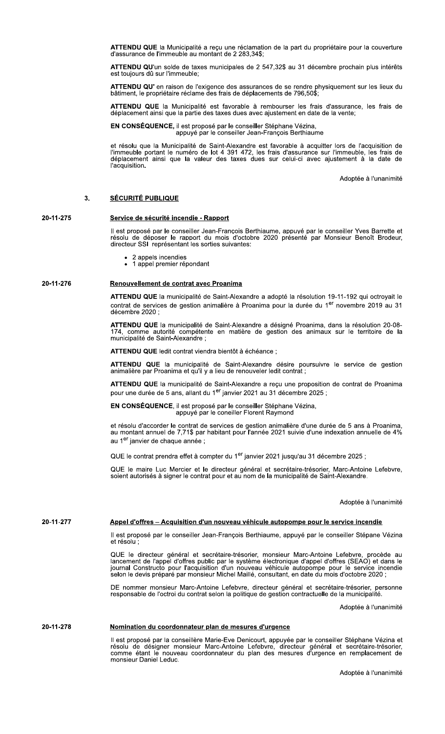**ATTENDU QUE** la Municipalité a reçu une réclamation de la part du propriétaire pour la couverture d'assurance de l'immeuble au montant de 2 283,34$;

**ATTENDU QU'**un solde de taxes municipales de 2 547,32$ au 31 décembre prochain plus intérêts est toujours dû sur l'immeuble;

**ATTENDU QU'** en raison de l'exigence des assurances de se rendre physiquement sur les lieux du bâtiment, le propriétaire réclame des frais de déplacements de 796,50$;

**ATTENDU QUE** la Municipalité est favorable à rembourser les frais d'assurance, les frais de déplacement ainsi que la partie des taxes dues avec ajustement en date de la vente;

**EN CONSÉQUENCE,** il est proposé par le conseiller Stéphane Vézina,
appuyé par le conseiller Jean-François Berthiaume

et résolu que la Municipalité de Saint-Alexandre est favorable à acquitter lors de l'acquisition de l'immeuble portant le numéro de lot 4 391 472, les frais d'assurance sur l'immeuble, les frais de déplacement ainsi que la valeur des taxes dues sur celui-ci avec ajustement à la date de l'acquisition.

Adoptée à l'unanimité

## 3. SÉCURITÉ PUBLIQUE

### 20-11-275 Service de sécurité incendie - Rapport

Il est proposé par le conseiller Jean-François Berthiaume, appuyé par le conseiller Yves Barrette et résolu de déposer le rapport du mois d'octobre 2020 présenté par Monsieur Benoît Brodeur, directeur SSI représentant les sorties suivantes:

- 2 appels incendies
- 1 appel premier répondant

### 20-11-276 Renouvellement de contrat avec Proanima

**ATTENDU QUE** la municipalité de Saint-Alexandre a adopté la résolution 19-11-192 qui octroyait le contrat de services de gestion animalière à Proanima pour la durée du 1er novembre 2019 au 31 décembre 2020 ;

**ATTENDU QUE** la municipalité de Saint-Alexandre a désigné Proanima, dans la résolution 20-08-174, comme autorité compétente en matière de gestion des animaux sur le territoire de la municipalité de Saint-Alexandre ;

**ATTENDU QUE** ledit contrat viendra bientôt à échéance ;

**ATTENDU QUE** la municipalité de Saint-Alexandre désire poursuivre le service de gestion animalière par Proanima et qu'il y a lieu de renouveler ledit contrat ;

**ATTENDU QUE** la municipalité de Saint-Alexandre a reçu une proposition de contrat de Proanima pour une durée de 5 ans, allant du 1er janvier 2021 au 31 décembre 2025 ;

**EN CONSÉQUENCE**, il est proposé par le conseiller Stéphane Vézina,
appuyé par le coneiller Florent Raymond

et résolu d'accorder le contrat de services de gestion animalière d'une durée de 5 ans à Proanima, au montant annuel de 7,71$ par habitant pour l'année 2021 suivie d'une indexation annuelle de 4% au 1er janvier de chaque année ;

QUE le contrat prendra effet à compter du 1er janvier 2021 jusqu'au 31 décembre 2025 ;

QUE le maire Luc Mercier et le directeur général et secrétaire-trésorier, Marc-Antoine Lefebvre, soient autorisés à signer le contrat pour et au nom de la municipalité de Saint-Alexandre.

Adoptée à l'unanimité

### 20-11-277 Appel d'offres – Acquisition d'un nouveau véhicule autopompe pour le service incendie

Il est proposé par le conseiller Jean-François Berthiaume, appuyé par le conseiller Stépane Vézina et résolu ;

QUE le directeur général et secrétaire-trésorier, monsieur Marc-Antoine Lefebvre, procède au lancement de l'appel d'offres public par le système électronique d'appel d'offres (SEAO) et dans le journal Constructo pour l'acquisition d'un nouveau véhicule autopompe pour le service incendie selon le devis préparé par monsieur Michel Maillé, consultant, en date du mois d'octobre 2020 ;

DE nommer monsieur Marc-Antoine Lefebvre, directeur général et secrétaire-trésorier, personne responsable de l'octroi du contrat selon la politique de gestion contractuelle de la municipalité.

Adoptée à l'unanimité

### 20-11-278 Nomination du coordonnateur plan de mesures d'urgence

Il est proposé par la conseillère Marie-Eve Denicourt, appuyée par le conseiller Stéphane Vézina et résolu de désigner monsieur Marc-Antoine Lefebvre, directeur général et secrétaire-trésorier, comme étant le nouveau coordonnateur du plan des mesures d'urgence en remplacement de monsieur Daniel Leduc.

Adoptée à l'unanimité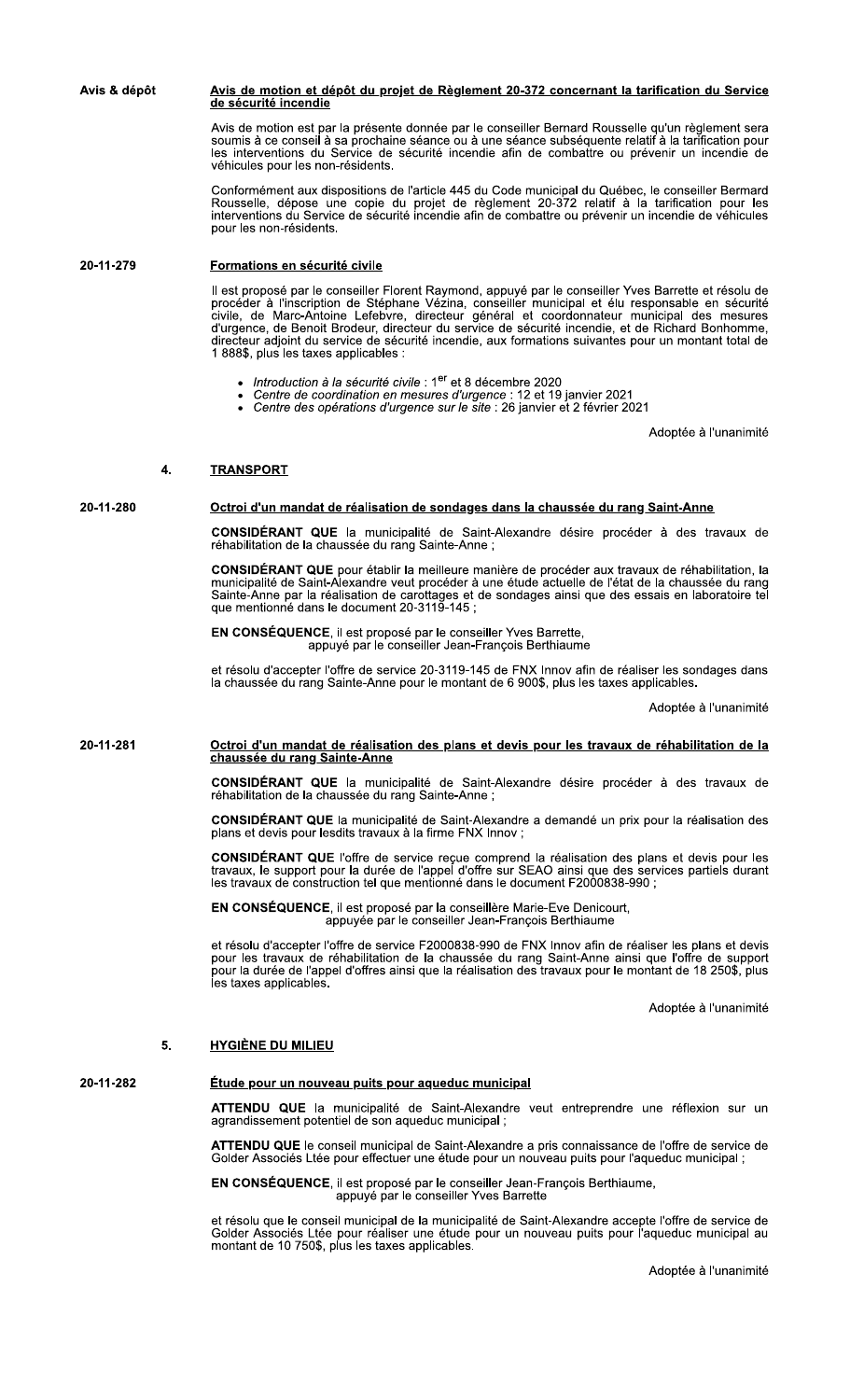**Avis & dépôt**

**Avis de motion et dépôt du projet de Règlement 20-372 concernant la tarification du Service de sécurité incendie**

Avis de motion est par la présente donnée par le conseiller Bernard Rousselle qu'un règlement sera soumis à ce conseil à sa prochaine séance ou à une séance subséquente relatif à la tarification pour les interventions du Service de sécurité incendie afin de combattre ou prévenir un incendie de véhicules pour les non-résidents.

Conformément aux dispositions de l'article 445 du Code municipal du Québec, le conseiller Bermard Rousselle, dépose une copie du projet de règlement 20-372 relatif à la tarification pour les interventions du Service de sécurité incendie afin de combattre ou prévenir un incendie de véhicules pour les non-résidents.

**20-11-279**

**Formations en sécurité civile**

Il est proposé par le conseiller Florent Raymond, appuyé par le conseiller Yves Barrette et résolu de procéder à l'inscription de Stéphane Vézina, conseiller municipal et élu responsable en sécurité civile, de Marc-Antoine Lefebvre, directeur général et coordonnateur municipal des mesures d'urgence, de Benoit Brodeur, directeur du service de sécurité incendie, et de Richard Bonhomme, directeur adjoint du service de sécurité incendie, aux formations suivantes pour un montant total de 1 888$, plus les taxes applicables :

- *Introduction à la sécurité civile* : 1er et 8 décembre 2020
- *Centre de coordination en mesures d'urgence* : 12 et 19 janvier 2021
- *Centre des opérations d'urgence sur le site* : 26 janvier et 2 février 2021

Adoptée à l'unanimité

## 4. TRANSPORT

**20-11-280**

**Octroi d'un mandat de réalisation de sondages dans la chaussée du rang Saint-Anne**

**CONSIDÉRANT QUE** la municipalité de Saint-Alexandre désire procéder à des travaux de réhabilitation de la chaussée du rang Sainte-Anne ;

**CONSIDÉRANT QUE** pour établir la meilleure manière de procéder aux travaux de réhabilitation, la municipalité de Saint-Alexandre veut procéder à une étude actuelle de l'état de la chaussée du rang Sainte-Anne par la réalisation de carottages et de sondages ainsi que des essais en laboratoire tel que mentionné dans le document 20-3119-145 ;

**EN CONSÉQUENCE**, il est proposé par le conseiller Yves Barrette,
appuyé par le conseiller Jean-François Berthiaume

et résolu d'accepter l'offre de service 20-3119-145 de FNX Innov afin de réaliser les sondages dans la chaussée du rang Sainte-Anne pour le montant de 6 900$, plus les taxes applicables.

Adoptée à l'unanimité

**20-11-281**

**Octroi d'un mandat de réalisation des plans et devis pour les travaux de réhabilitation de la chaussée du rang Sainte-Anne**

**CONSIDÉRANT QUE** la municipalité de Saint-Alexandre désire procéder à des travaux de réhabilitation de la chaussée du rang Sainte-Anne ;

**CONSIDÉRANT QUE** la municipalité de Saint-Alexandre a demandé un prix pour la réalisation des plans et devis pour lesdits travaux à la firme FNX Innov ;

**CONSIDÉRANT QUE** l'offre de service reçue comprend la réalisation des plans et devis pour les travaux, le support pour la durée de l'appel d'offre sur SEAO ainsi que des services partiels durant les travaux de construction tel que mentionné dans le document F2000838-990 ;

**EN CONSÉQUENCE**, il est proposé par la conseillère Marie-Eve Denicourt,
appuyée par le conseiller Jean-François Berthiaume

et résolu d'accepter l'offre de service F2000838-990 de FNX Innov afin de réaliser les plans et devis pour les travaux de réhabilitation de la chaussée du rang Saint-Anne ainsi que l'offre de support pour la durée de l'appel d'offres ainsi que la réalisation des travaux pour le montant de 18 250$, plus les taxes applicables.

Adoptée à l'unanimité

## 5. HYGIÈNE DU MILIEU

**20-11-282**

**Étude pour un nouveau puits pour aqueduc municipal**

**ATTENDU QUE** la municipalité de Saint-Alexandre veut entreprendre une réflexion sur un agrandissement potentiel de son aqueduc municipal ;

**ATTENDU QUE** le conseil municipal de Saint-Alexandre a pris connaissance de l'offre de service de Golder Associés Ltée pour effectuer une étude pour un nouveau puits pour l'aqueduc municipal ;

**EN CONSÉQUENCE**, il est proposé par le conseiller Jean-François Berthiaume,
appuyé par le conseiller Yves Barrette

et résolu que le conseil municipal de la municipalité de Saint-Alexandre accepte l'offre de service de Golder Associés Ltée pour réaliser une étude pour un nouveau puits pour l'aqueduc municipal au montant de 10 750$, plus les taxes applicables.

Adoptée à l'unanimité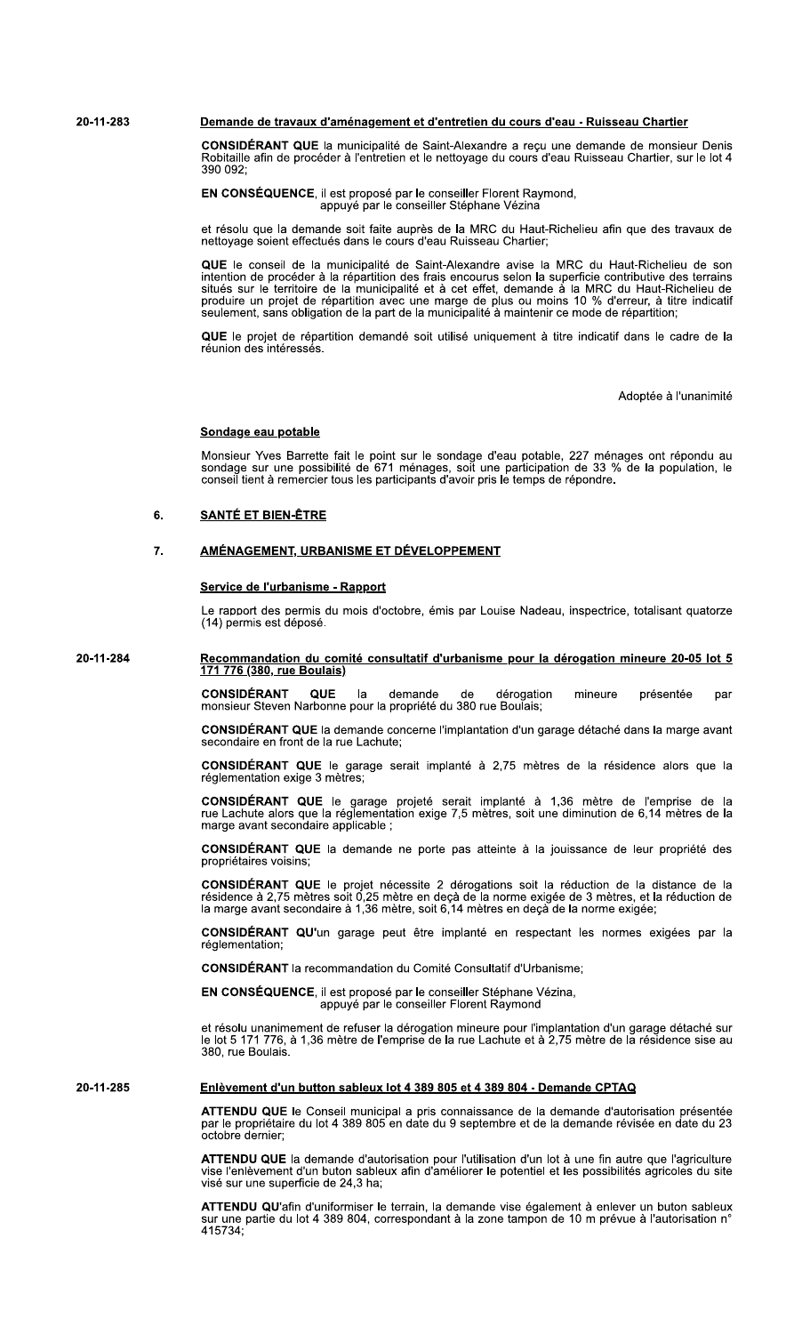**20-11-283**

**Demande de travaux d'aménagement et d'entretien du cours d'eau - Ruisseau Chartier**

**CONSIDÉRANT QUE** la municipalité de Saint-Alexandre a reçu une demande de monsieur Denis Robitaille afin de procéder à l'entretien et le nettoyage du cours d'eau Ruisseau Chartier, sur le lot 4 390 092;

**EN CONSÉQUENCE**, il est proposé par le conseiller Florent Raymond,
appuyé par le conseiller Stéphane Vézina

et résolu que la demande soit faite auprès de la MRC du Haut-Richelieu afin que des travaux de nettoyage soient effectués dans le cours d'eau Ruisseau Chartier;

**QUE** le conseil de la municipalité de Saint-Alexandre avise la MRC du Haut-Richelieu de son intention de procéder à la répartition des frais encourus selon la superficie contributive des terrains situés sur le territoire de la municipalité et à cet effet, demande à la MRC du Haut-Richelieu de produire un projet de répartition avec une marge de plus ou moins 10 % d'erreur, à titre indicatif seulement, sans obligation de la part de la municipalité à maintenir ce mode de répartition;

**QUE** le projet de répartition demandé soit utilisé uniquement à titre indicatif dans le cadre de la réunion des intéressés.

Adoptée à l'unanimité

**Sondage eau potable**

Monsieur Yves Barrette fait le point sur le sondage d'eau potable, 227 ménages ont répondu au sondage sur une possibilité de 671 ménages, soit une participation de 33 % de la population, le conseil tient à remercier tous les participants d'avoir pris le temps de répondre.

## 6. SANTÉ ET BIEN-ÊTRE

## 7. AMÉNAGEMENT, URBANISME ET DÉVELOPPEMENT

**Service de l'urbanisme - Rapport**

Le rapport des permis du mois d'octobre, émis par Louise Nadeau, inspectrice, totalisant quatorze (14) permis est déposé.

**20-11-284**

**Recommandation du comité consultatif d'urbanisme pour la dérogation mineure 20-05 lot 5 171 776 (380, rue Boulais)**

**CONSIDÉRANT QUE** la demande de dérogation mineure présentée par monsieur Steven Narbonne pour la propriété du 380 rue Boulais;

**CONSIDÉRANT QUE** la demande concerne l'implantation d'un garage détaché dans la marge avant secondaire en front de la rue Lachute;

**CONSIDÉRANT QUE** le garage serait implanté à 2,75 mètres de la résidence alors que la réglementation exige 3 mètres;

**CONSIDÉRANT QUE** le garage projeté serait implanté à 1,36 mètre de l'emprise de la rue Lachute alors que la réglementation exige 7,5 mètres, soit une diminution de 6,14 mètres de la marge avant secondaire applicable ;

**CONSIDÉRANT QUE** la demande ne porte pas atteinte à la jouissance de leur propriété des propriétaires voisins;

**CONSIDÉRANT QUE** le projet nécessite 2 dérogations soit la réduction de la distance de la résidence à 2,75 mètres soit 0,25 mètre en deçà de la norme exigée de 3 mètres, et la réduction de la marge avant secondaire à 1,36 mètre, soit 6,14 mètres en deçà de la norme exigée;

**CONSIDÉRANT QU'**un garage peut être implanté en respectant les normes exigées par la réglementation;

**CONSIDÉRANT** la recommandation du Comité Consultatif d'Urbanisme;

**EN CONSÉQUENCE**, il est proposé par le conseiller Stéphane Vézina,
appuyé par le conseiller Florent Raymond

et résolu unanimement de refuser la dérogation mineure pour l'implantation d'un garage détaché sur le lot 5 171 776, à 1,36 mètre de l'emprise de la rue Lachute et à 2,75 mètre de la résidence sise au 380, rue Boulais.

**20-11-285**

**Enlèvement d'un button sableux lot 4 389 805 et 4 389 804 - Demande CPTAQ**

**ATTENDU QUE** le Conseil municipal a pris connaissance de la demande d'autorisation présentée par le propriétaire du lot 4 389 805 en date du 9 septembre et de la demande révisée en date du 23 octobre dernier;

**ATTENDU QUE** la demande d'autorisation pour l'utilisation d'un lot à une fin autre que l'agriculture vise l'enlèvement d'un buton sableux afin d'améliorer le potentiel et les possibilités agricoles du site visé sur une superficie de 24,3 ha;

**ATTENDU QU'**afin d'uniformiser le terrain, la demande vise également à enlever un buton sableux sur une partie du lot 4 389 804, correspondant à la zone tampon de 10 m prévue à l'autorisation n° 415734;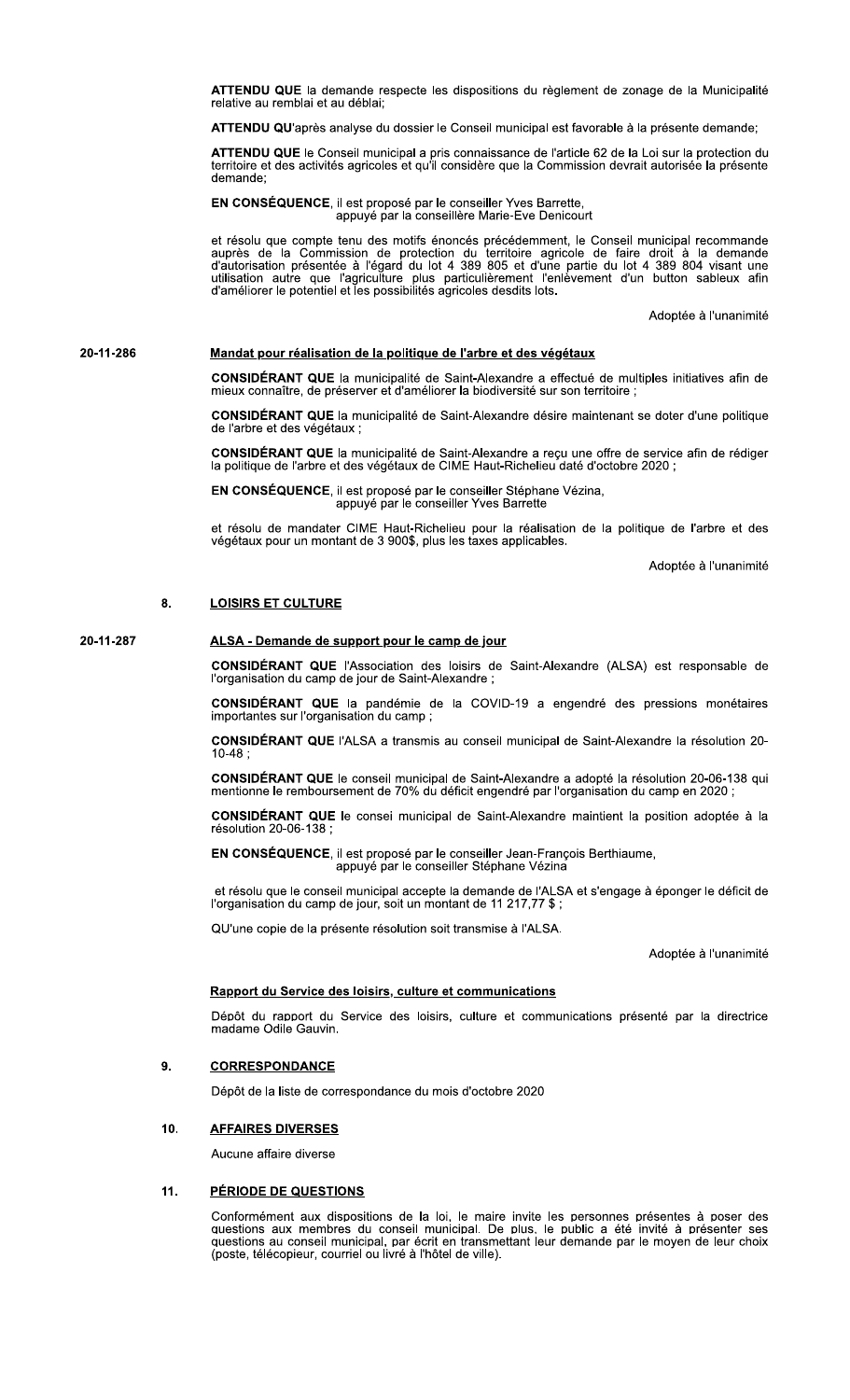**ATTENDU QUE** la demande respecte les dispositions du règlement de zonage de la Municipalité relative au remblai et au déblai;

**ATTENDU QU'**après analyse du dossier le Conseil municipal est favorable à la présente demande;

**ATTENDU QUE** le Conseil municipal a pris connaissance de l'article 62 de la Loi sur la protection du territoire et des activités agricoles et qu'il considère que la Commission devrait autorisée la présente demande;

**EN CONSÉQUENCE**, il est proposé par le conseiller Yves Barrette,
appuyé par la conseillère Marie-Eve Denicourt

et résolu que compte tenu des motifs énoncés précédemment, le Conseil municipal recommande auprès de la Commission de protection du territoire agricole de faire droit à la demande d'autorisation présentée à l'égard du lot 4 389 805 et d'une partie du lot 4 389 804 visant une utilisation autre que l'agriculture plus particulièrement l'enlèvement d'un button sableux afin d'améliorer le potentiel et les possibilités agricoles desdits lots.

Adoptée à l'unanimité

20-11-286

**Mandat pour réalisation de la politique de l'arbre et des végétaux**

**CONSIDÉRANT QUE** la municipalité de Saint-Alexandre a effectué de multiples initiatives afin de mieux connaître, de préserver et d'améliorer la biodiversité sur son territoire ;

**CONSIDÉRANT QUE** la municipalité de Saint-Alexandre désire maintenant se doter d'une politique de l'arbre et des végétaux ;

**CONSIDÉRANT QUE** la municipalité de Saint-Alexandre a reçu une offre de service afin de rédiger la politique de l'arbre et des végétaux de CIME Haut-Richelieu daté d'octobre 2020 ;

**EN CONSÉQUENCE**, il est proposé par le conseiller Stéphane Vézina,
appuyé par le conseiller Yves Barrette

et résolu de mandater CIME Haut-Richelieu pour la réalisation de la politique de l'arbre et des végétaux pour un montant de 3 900$, plus les taxes applicables.

Adoptée à l'unanimité

## 8. LOISIRS ET CULTURE

20-11-287

**ALSA - Demande de support pour le camp de jour**

**CONSIDÉRANT QUE** l'Association des loisirs de Saint-Alexandre (ALSA) est responsable de l'organisation du camp de jour de Saint-Alexandre ;

**CONSIDÉRANT QUE** la pandémie de la COVID-19 a engendré des pressions monétaires importantes sur l'organisation du camp ;

**CONSIDÉRANT QUE** l'ALSA a transmis au conseil municipal de Saint-Alexandre la résolution 20-10-48 ;

**CONSIDÉRANT QUE** le conseil municipal de Saint-Alexandre a adopté la résolution 20-06-138 qui mentionne le remboursement de 70% du déficit engendré par l'organisation du camp en 2020 ;

**CONSIDÉRANT QUE** le consei municipal de Saint-Alexandre maintient la position adoptée à la résolution 20-06-138 ;

**EN CONSÉQUENCE**, il est proposé par le conseiller Jean-François Berthiaume,
appuyé par le conseiller Stéphane Vézina

et résolu que le conseil municipal accepte la demande de l'ALSA et s'engage à éponger le déficit de l'organisation du camp de jour, soit un montant de 11 217,77 $ ;

QU'une copie de la présente résolution soit transmise à l'ALSA.

Adoptée à l'unanimité

**Rapport du Service des loisirs, culture et communications**

Dépôt du rapport du Service des loisirs, culture et communications présenté par la directrice madame Odile Gauvin.

## 9. CORRESPONDANCE

Dépôt de la liste de correspondance du mois d'octobre 2020

## 10. AFFAIRES DIVERSES

Aucune affaire diverse

## 11. PÉRIODE DE QUESTIONS

Conformément aux dispositions de la loi, le maire invite les personnes présentes à poser des questions aux membres du conseil municipal. De plus, le public a été invité à présenter ses questions au conseil municipal, par écrit en transmettant leur demande par le moyen de leur choix (poste, télécopieur, courriel ou livré à l'hôtel de ville).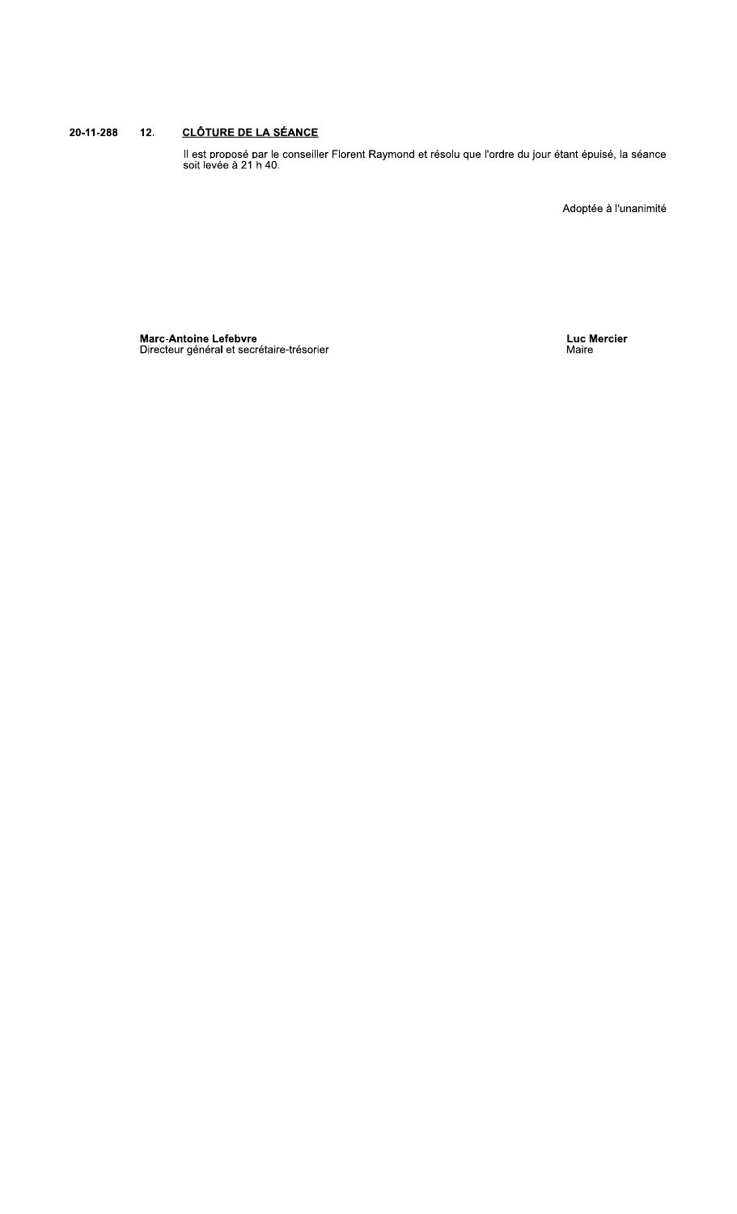**20-11-288** **12.** **<u>CLÔTURE DE LA SÉANCE</u>**

Il est proposé par le conseiller Florent Raymond et résolu que l'ordre du jour étant épuisé, la séance soit levée à 21 h 40.

Adoptée à l'unanimité

**Marc-Antoine Lefebvre**
Directeur général et secrétaire-trésorier

**Luc Mercier**
Maire